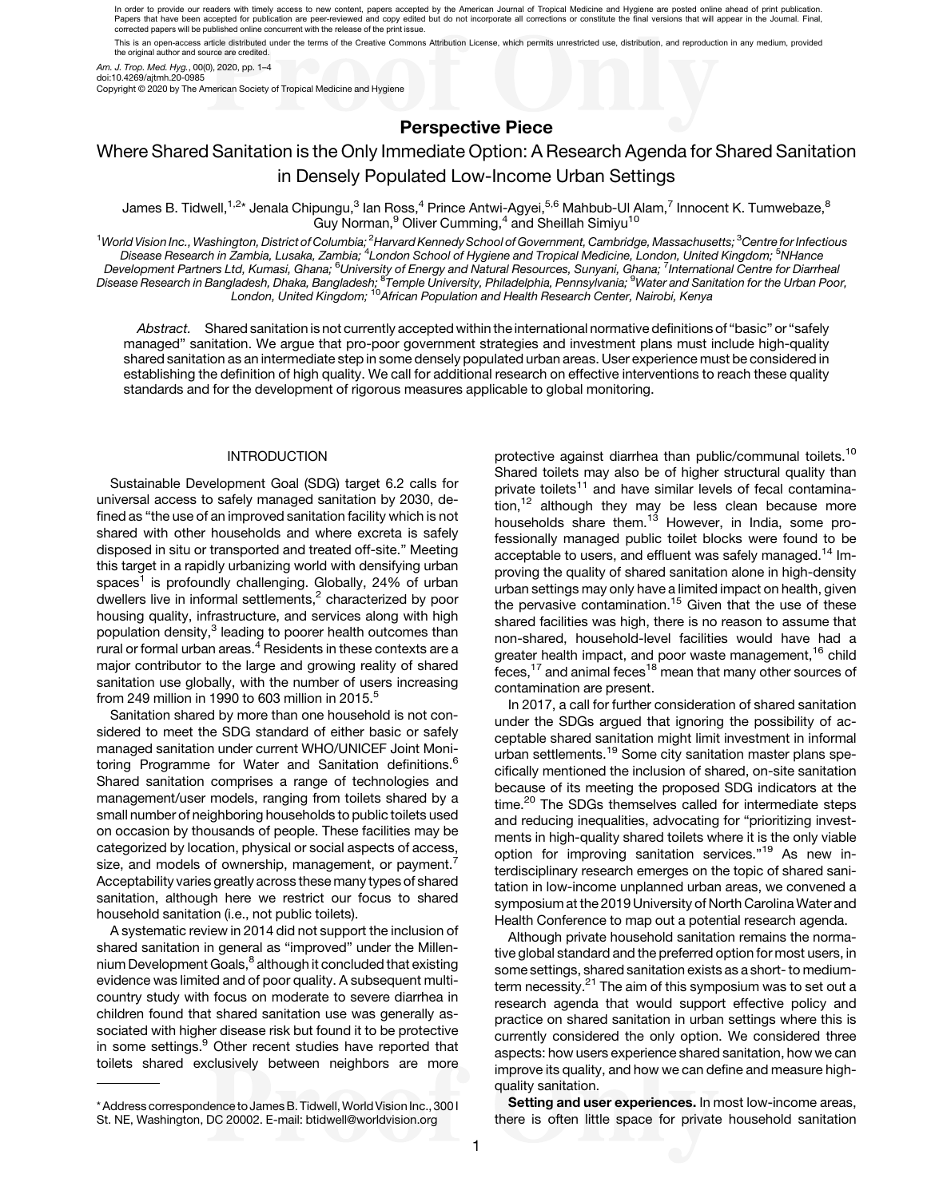In order to provide our readers with timely access to new content, papers accepted by the American Journal of Tropical Medicine and Hygiene are posted online ahead of print publication. Papers that have been accepted for publication are peer-reviewed and copy edited but do not incorporate all corrections or constitute the final versions that will appear in the Journal. Final, corrected papers will be published online concurrent with the release of the print issue.

This is an open-access article distributed under the terms of the Creative Commons Attribution License, which permits unrestricted use, distribution, and reproduction in any medium, provided the original author and source are credited.

*Am. J. Trop. Med. Hyg.*, 00(0), 2020, pp. 1–4
doi:10.4269/ajtmh.20-0985
Copyright © 2020 by The American Society of Tropical Medicine and Hygiene

## Perspective Piece

# Where Shared Sanitation is the Only Immediate Option: A Research Agenda for Shared Sanitation in Densely Populated Low-Income Urban Settings

James B. Tidwell,[1,2]* Jenala Chipungu,[3] Ian Ross,[4] Prince Antwi-Agyei,[5,6] Mahbub-Ul Alam,[7] Innocent K. Tumwebaze,[8] Guy Norman,[9] Oliver Cumming,[4] and Sheillah Simiyu[10]

[1]*World Vision Inc., Washington, District of Columbia;* [2]*Harvard Kennedy School of Government, Cambridge, Massachusetts;* [3]*Centre for Infectious Disease Research in Zambia, Lusaka, Zambia;* [4]*London School of Hygiene and Tropical Medicine, London, United Kingdom;* [5]*NHance Development Partners Ltd, Kumasi, Ghana;* [6]*University of Energy and Natural Resources, Sunyani, Ghana;* [7]*International Centre for Diarrheal Disease Research in Bangladesh, Dhaka, Bangladesh;* [8]*Temple University, Philadelphia, Pennsylvania;* [9]*Water and Sanitation for the Urban Poor, London, United Kingdom;* [10]*African Population and Health Research Center, Nairobi, Kenya*

*Abstract.* Shared sanitation is not currently accepted within the international normative definitions of "basic" or "safely managed" sanitation. We argue that pro-poor government strategies and investment plans must include high-quality shared sanitation as an intermediate step in some densely populated urban areas. User experience must be considered in establishing the definition of high quality. We call for additional research on effective interventions to reach these quality standards and for the development of rigorous measures applicable to global monitoring.

## INTRODUCTION

Sustainable Development Goal (SDG) target 6.2 calls for universal access to safely managed sanitation by 2030, defined as "the use of an improved sanitation facility which is not shared with other households and where excreta is safely disposed in situ or transported and treated off-site." Meeting this target in a rapidly urbanizing world with densifying urban spaces[1] is profoundly challenging. Globally, 24% of urban dwellers live in informal settlements,[2] characterized by poor housing quality, infrastructure, and services along with high population density,[3] leading to poorer health outcomes than rural or formal urban areas.[4] Residents in these contexts are a major contributor to the large and growing reality of shared sanitation use globally, with the number of users increasing from 249 million in 1990 to 603 million in 2015.[5]

Sanitation shared by more than one household is not considered to meet the SDG standard of either basic or safely managed sanitation under current WHO/UNICEF Joint Monitoring Programme for Water and Sanitation definitions.[6] Shared sanitation comprises a range of technologies and management/user models, ranging from toilets shared by a small number of neighboring households to public toilets used on occasion by thousands of people. These facilities may be categorized by location, physical or social aspects of access, size, and models of ownership, management, or payment.[7] Acceptability varies greatly across these many types of shared sanitation, although here we restrict our focus to shared household sanitation (i.e., not public toilets).

A systematic review in 2014 did not support the inclusion of shared sanitation in general as "improved" under the Millennium Development Goals,[8] although it concluded that existing evidence was limited and of poor quality. A subsequent multi-country study with focus on moderate to severe diarrhea in children found that shared sanitation use was generally associated with higher disease risk but found it to be protective in some settings.[9] Other recent studies have reported that toilets shared exclusively between neighbors are more protective against diarrhea than public/communal toilets.[10] Shared toilets may also be of higher structural quality than private toilets[11] and have similar levels of fecal contamination,[12] although they may be less clean because more households share them.[13] However, in India, some professionally managed public toilet blocks were found to be acceptable to users, and effluent was safely managed.[14] Improving the quality of shared sanitation alone in high-density urban settings may only have a limited impact on health, given the pervasive contamination.[15] Given that the use of these shared facilities was high, there is no reason to assume that non-shared, household-level facilities would have had a greater health impact, and poor waste management,[16] child feces,[17] and animal feces[18] mean that many other sources of contamination are present.

In 2017, a call for further consideration of shared sanitation under the SDGs argued that ignoring the possibility of acceptable shared sanitation might limit investment in informal urban settlements.[19] Some city sanitation master plans specifically mentioned the inclusion of shared, on-site sanitation because of its meeting the proposed SDG indicators at the time.[20] The SDGs themselves called for intermediate steps and reducing inequalities, advocating for "prioritizing investments in high-quality shared toilets where it is the only viable option for improving sanitation services."[19] As new interdisciplinary research emerges on the topic of shared sanitation in low-income unplanned urban areas, we convened a symposium at the 2019 University of North Carolina Water and Health Conference to map out a potential research agenda.

Although private household sanitation remains the normative global standard and the preferred option for most users, in some settings, shared sanitation exists as a short- to medium-term necessity.[21] The aim of this symposium was to set out a research agenda that would support effective policy and practice on shared sanitation in urban settings where this is currently considered the only option. We considered three aspects: how users experience shared sanitation, how we can improve its quality, and how we can define and measure high-quality sanitation.

**Setting and user experiences.** In most low-income areas, there is often little space for private household sanitation

---

* Address correspondence to James B. Tidwell, World Vision Inc., 300 I St. NE, Washington, DC 20002. E-mail: btidwell@worldvision.org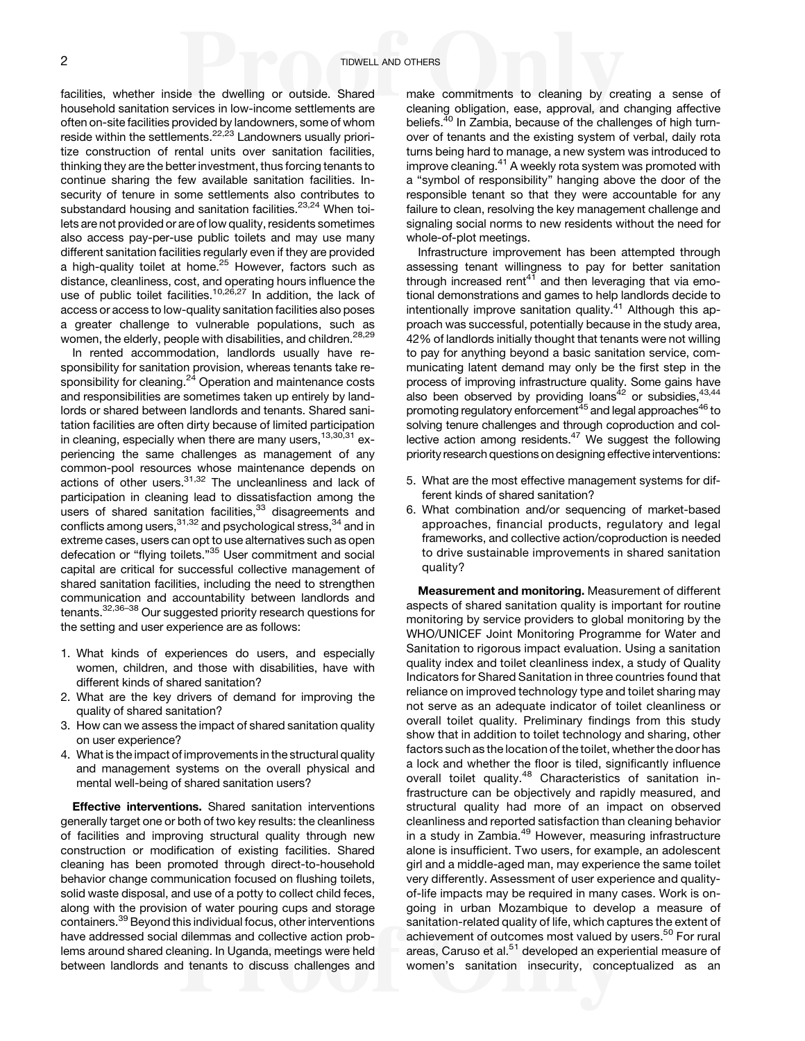facilities, whether inside the dwelling or outside. Shared household sanitation services in low-income settlements are often on-site facilities provided by landowners, some of whom reside within the settlements.[22,23] Landowners usually prioritize construction of rental units over sanitation facilities, thinking they are the better investment, thus forcing tenants to continue sharing the few available sanitation facilities. Insecurity of tenure in some settlements also contributes to substandard housing and sanitation facilities.[23,24] When toilets are not provided or are of low quality, residents sometimes also access pay-per-use public toilets and may use many different sanitation facilities regularly even if they are provided a high-quality toilet at home.[25] However, factors such as distance, cleanliness, cost, and operating hours influence the use of public toilet facilities.[10,26,27] In addition, the lack of access or access to low-quality sanitation facilities also poses a greater challenge to vulnerable populations, such as women, the elderly, people with disabilities, and children.[28,29]

In rented accommodation, landlords usually have responsibility for sanitation provision, whereas tenants take responsibility for cleaning.[24] Operation and maintenance costs and responsibilities are sometimes taken up entirely by landlords or shared between landlords and tenants. Shared sanitation facilities are often dirty because of limited participation in cleaning, especially when there are many users,[13,30,31] experiencing the same challenges as management of any common-pool resources whose maintenance depends on actions of other users.[31,32] The uncleanliness and lack of participation in cleaning lead to dissatisfaction among the users of shared sanitation facilities,[33] disagreements and conflicts among users,[31,32] and psychological stress,[34] and in extreme cases, users can opt to use alternatives such as open defecation or "flying toilets."[35] User commitment and social capital are critical for successful collective management of shared sanitation facilities, including the need to strengthen communication and accountability between landlords and tenants.[32,36–38] Our suggested priority research questions for the setting and user experience are as follows:

1. What kinds of experiences do users, and especially women, children, and those with disabilities, have with different kinds of shared sanitation?
2. What are the key drivers of demand for improving the quality of shared sanitation?
3. How can we assess the impact of shared sanitation quality on user experience?
4. What is the impact of improvements in the structural quality and management systems on the overall physical and mental well-being of shared sanitation users?

**Effective interventions.** Shared sanitation interventions generally target one or both of two key results: the cleanliness of facilities and improving structural quality through new construction or modification of existing facilities. Shared cleaning has been promoted through direct-to-household behavior change communication focused on flushing toilets, solid waste disposal, and use of a potty to collect child feces, along with the provision of water pouring cups and storage containers.[39] Beyond this individual focus, other interventions have addressed social dilemmas and collective action problems around shared cleaning. In Uganda, meetings were held between landlords and tenants to discuss challenges and make commitments to cleaning by creating a sense of cleaning obligation, ease, approval, and changing affective beliefs.[40] In Zambia, because of the challenges of high turnover of tenants and the existing system of verbal, daily rota turns being hard to manage, a new system was introduced to improve cleaning.[41] A weekly rota system was promoted with a "symbol of responsibility" hanging above the door of the responsible tenant so that they were accountable for any failure to clean, resolving the key management challenge and signaling social norms to new residents without the need for whole-of-plot meetings.

Infrastructure improvement has been attempted through assessing tenant willingness to pay for better sanitation through increased rent[41] and then leveraging that via emotional demonstrations and games to help landlords decide to intentionally improve sanitation quality.[41] Although this approach was successful, potentially because in the study area, 42% of landlords initially thought that tenants were not willing to pay for anything beyond a basic sanitation service, communicating latent demand may only be the first step in the process of improving infrastructure quality. Some gains have also been observed by providing loans[42] or subsidies,[43,44] promoting regulatory enforcement[45] and legal approaches[46] to solving tenure challenges and through coproduction and collective action among residents.[47] We suggest the following priority research questions on designing effective interventions:

5. What are the most effective management systems for different kinds of shared sanitation?
6. What combination and/or sequencing of market-based approaches, financial products, regulatory and legal frameworks, and collective action/coproduction is needed to drive sustainable improvements in shared sanitation quality?

**Measurement and monitoring.** Measurement of different aspects of shared sanitation quality is important for routine monitoring by service providers to global monitoring by the WHO/UNICEF Joint Monitoring Programme for Water and Sanitation to rigorous impact evaluation. Using a sanitation quality index and toilet cleanliness index, a study of Quality Indicators for Shared Sanitation in three countries found that reliance on improved technology type and toilet sharing may not serve as an adequate indicator of toilet cleanliness or overall toilet quality. Preliminary findings from this study show that in addition to toilet technology and sharing, other factors such as the location of the toilet, whether the door has a lock and whether the floor is tiled, significantly influence overall toilet quality.[48] Characteristics of sanitation infrastructure can be objectively and rapidly measured, and structural quality had more of an impact on observed cleanliness and reported satisfaction than cleaning behavior in a study in Zambia.[49] However, measuring infrastructure alone is insufficient. Two users, for example, an adolescent girl and a middle-aged man, may experience the same toilet very differently. Assessment of user experience and quality-of-life impacts may be required in many cases. Work is ongoing in urban Mozambique to develop a measure of sanitation-related quality of life, which captures the extent of achievement of outcomes most valued by users.[50] For rural areas, Caruso et al.[51] developed an experiential measure of women's sanitation insecurity, conceptualized as an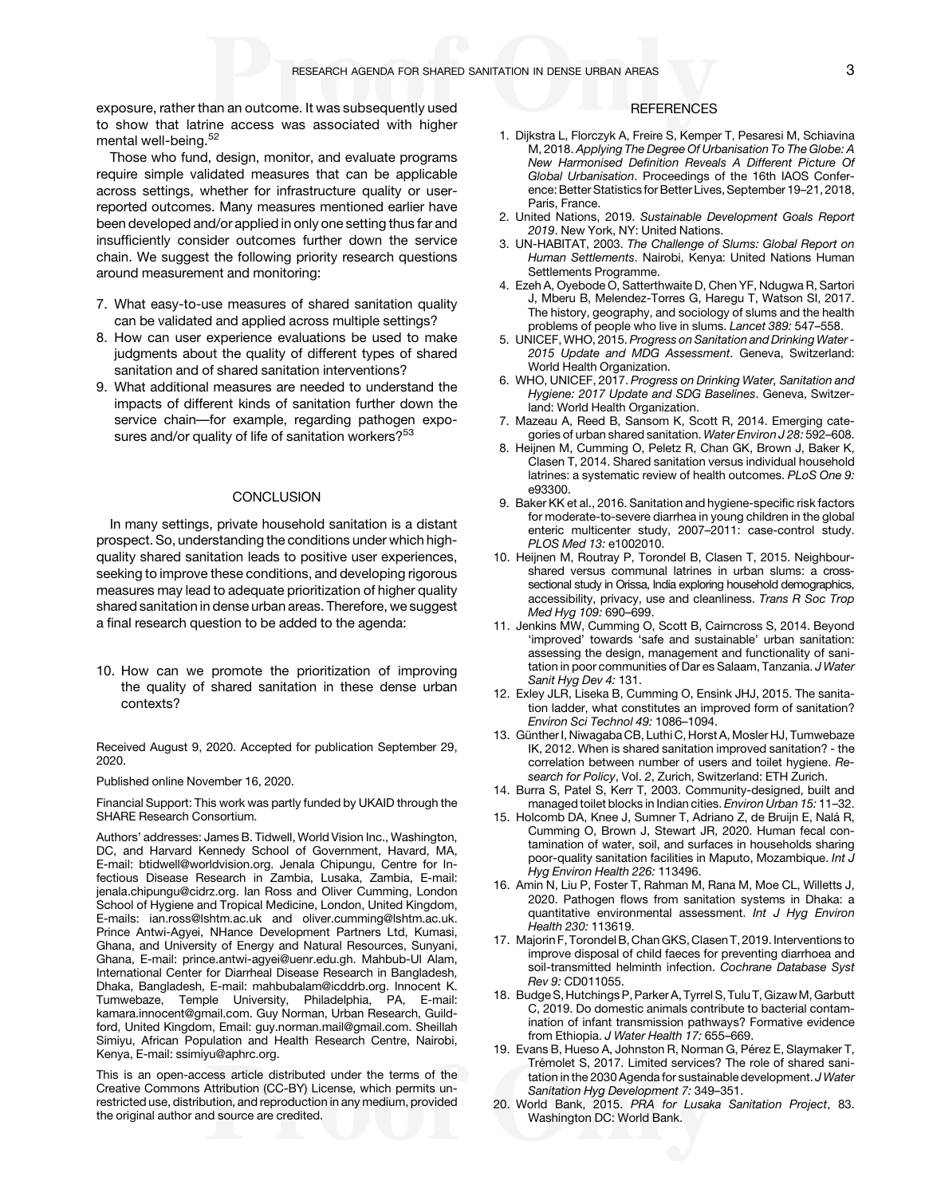exposure, rather than an outcome. It was subsequently used to show that latrine access was associated with higher mental well-being.[52]

Those who fund, design, monitor, and evaluate programs require simple validated measures that can be applicable across settings, whether for infrastructure quality or user-reported outcomes. Many measures mentioned earlier have been developed and/or applied in only one setting thus far and insufficiently consider outcomes further down the service chain. We suggest the following priority research questions around measurement and monitoring:

7. What easy-to-use measures of shared sanitation quality can be validated and applied across multiple settings?
8. How can user experience evaluations be used to make judgments about the quality of different types of shared sanitation and of shared sanitation interventions?
9. What additional measures are needed to understand the impacts of different kinds of sanitation further down the service chain—for example, regarding pathogen exposures and/or quality of life of sanitation workers?[53]

## CONCLUSION

In many settings, private household sanitation is a distant prospect. So, understanding the conditions under which high-quality shared sanitation leads to positive user experiences, seeking to improve these conditions, and developing rigorous measures may lead to adequate prioritization of higher quality shared sanitation in dense urban areas. Therefore, we suggest a final research question to be added to the agenda:

10. How can we promote the prioritization of improving the quality of shared sanitation in these dense urban contexts?

Received August 9, 2020. Accepted for publication September 29, 2020.

Published online November 16, 2020.

Financial Support: This work was partly funded by UKAID through the SHARE Research Consortium.

Authors' addresses: James B. Tidwell, World Vision Inc., Washington, DC, and Harvard Kennedy School of Government, Havard, MA, E-mail: btidwell@worldvision.org. Jenala Chipungu, Centre for Infectious Disease Research in Zambia, Lusaka, Zambia, E-mail: jenala.chipungu@cidrz.org. Ian Ross and Oliver Cumming, London School of Hygiene and Tropical Medicine, London, United Kingdom, E-mails: ian.ross@lshtm.ac.uk and oliver.cumming@lshtm.ac.uk. Prince Antwi-Agyei, NHance Development Partners Ltd, Kumasi, Ghana, and University of Energy and Natural Resources, Sunyani, Ghana, E-mail: prince.antwi-agyei@uenr.edu.gh. Mahbub-Ul Alam, International Center for Diarrheal Disease Research in Bangladesh, Dhaka, Bangladesh, E-mail: mahbubalam@icddrb.org. Innocent K. Tumwebaze, Temple University, Philadelphia, PA, E-mail: kamara.innocent@gmail.com. Guy Norman, Urban Research, Guildford, United Kingdom, Email: guy.norman.mail@gmail.com. Sheillah Simiyu, African Population and Health Research Centre, Nairobi, Kenya, E-mail: ssimiyu@aphrc.org.

This is an open-access article distributed under the terms of the Creative Commons Attribution (CC-BY) License, which permits unrestricted use, distribution, and reproduction in any medium, provided the original author and source are credited.

## REFERENCES

1. Dijkstra L, Florczyk A, Freire S, Kemper T, Pesaresi M, Schiavina M, 2018. *Applying The Degree Of Urbanisation To The Globe: A New Harmonised Definition Reveals A Different Picture Of Global Urbanisation*. Proceedings of the 16th IAOS Conference: Better Statistics for Better Lives, September 19–21, 2018, Paris, France.
2. United Nations, 2019. *Sustainable Development Goals Report 2019*. New York, NY: United Nations.
3. UN-HABITAT, 2003. *The Challenge of Slums: Global Report on Human Settlements*. Nairobi, Kenya: United Nations Human Settlements Programme.
4. Ezeh A, Oyebode O, Satterthwaite D, Chen YF, Ndugwa R, Sartori J, Mberu B, Melendez-Torres G, Haregu T, Watson SI, 2017. The history, geography, and sociology of slums and the health problems of people who live in slums. *Lancet 389:* 547–558.
5. UNICEF, WHO, 2015. *Progress on Sanitation and Drinking Water - 2015 Update and MDG Assessment*. Geneva, Switzerland: World Health Organization.
6. WHO, UNICEF, 2017. *Progress on Drinking Water, Sanitation and Hygiene: 2017 Update and SDG Baselines*. Geneva, Switzerland: World Health Organization.
7. Mazeau A, Reed B, Sansom K, Scott R, 2014. Emerging categories of urban shared sanitation. *Water Environ J 28:* 592–608.
8. Heijnen M, Cumming O, Peletz R, Chan GK, Brown J, Baker K, Clasen T, 2014. Shared sanitation versus individual household latrines: a systematic review of health outcomes. *PLoS One 9:* e93300.
9. Baker KK et al., 2016. Sanitation and hygiene-specific risk factors for moderate-to-severe diarrhea in young children in the global enteric multicenter study, 2007–2011: case-control study. *PLOS Med 13:* e1002010.
10. Heijnen M, Routray P, Torondel B, Clasen T, 2015. Neighbour-shared versus communal latrines in urban slums: a cross-sectional study in Orissa, India exploring household demographics, accessibility, privacy, use and cleanliness. *Trans R Soc Trop Med Hyg 109:* 690–699.
11. Jenkins MW, Cumming O, Scott B, Cairncross S, 2014. Beyond 'improved' towards 'safe and sustainable' urban sanitation: assessing the design, management and functionality of sanitation in poor communities of Dar es Salaam, Tanzania. *J Water Sanit Hyg Dev 4:* 131.
12. Exley JLR, Liseka B, Cumming O, Ensink JHJ, 2015. The sanitation ladder, what constitutes an improved form of sanitation? *Environ Sci Technol 49:* 1086–1094.
13. Günther I, Niwagaba CB, Luthi C, Horst A, Mosler HJ, Tumwebaze IK, 2012. When is shared sanitation improved sanitation? - the correlation between number of users and toilet hygiene. *Research for Policy*, Vol. *2*, Zurich, Switzerland: ETH Zurich.
14. Burra S, Patel S, Kerr T, 2003. Community-designed, built and managed toilet blocks in Indian cities. *Environ Urban 15:* 11–32.
15. Holcomb DA, Knee J, Sumner T, Adriano Z, de Bruijn E, Nalá R, Cumming O, Brown J, Stewart JR, 2020. Human fecal contamination of water, soil, and surfaces in households sharing poor-quality sanitation facilities in Maputo, Mozambique. *Int J Hyg Environ Health 226:* 113496.
16. Amin N, Liu P, Foster T, Rahman M, Rana M, Moe CL, Willetts J, 2020. Pathogen flows from sanitation systems in Dhaka: a quantitative environmental assessment. *Int J Hyg Environ Health 230:* 113619.
17. Majorin F, Torondel B, Chan GKS, Clasen T, 2019. Interventions to improve disposal of child faeces for preventing diarrhoea and soil-transmitted helminth infection. *Cochrane Database Syst Rev 9:* CD011055.
18. Budge S, Hutchings P, Parker A, Tyrrel S, Tulu T, Gizaw M, Garbutt C, 2019. Do domestic animals contribute to bacterial contamination of infant transmission pathways? Formative evidence from Ethiopia. *J Water Health 17:* 655–669.
19. Evans B, Hueso A, Johnston R, Norman G, Pérez E, Slaymaker T, Trémolet S, 2017. Limited services? The role of shared sanitation in the 2030 Agenda for sustainable development. *J Water Sanitation Hyg Development 7:* 349–351.
20. World Bank, 2015. *PRA for Lusaka Sanitation Project*, 83. Washington DC: World Bank.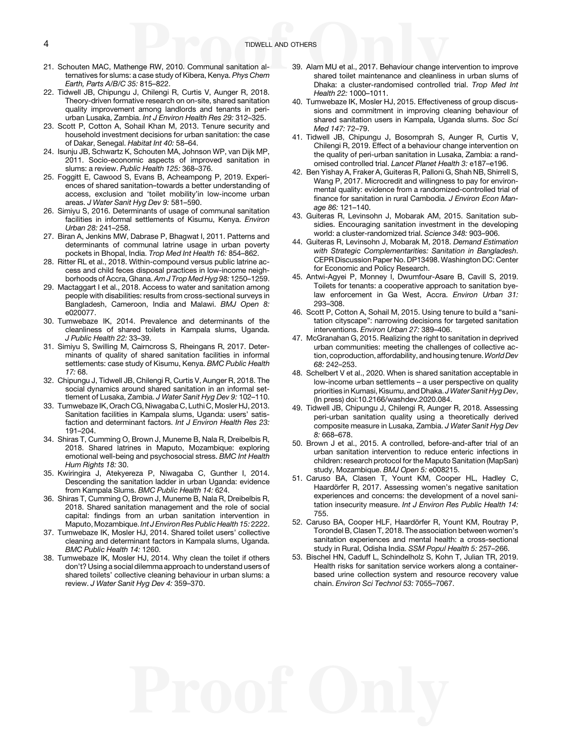21. Schouten MAC, Mathenge RW, 2010. Communal sanitation alternatives for slums: a case study of Kibera, Kenya. *Phys Chem Earth, Parts A/B/C 35:* 815–822.
22. Tidwell JB, Chipungu J, Chilengi R, Curtis V, Aunger R, 2018. Theory-driven formative research on on-site, shared sanitation quality improvement among landlords and tenants in peri-urban Lusaka, Zambia. *Int J Environ Health Res 29:* 312–325.
23. Scott P, Cotton A, Sohail Khan M, 2013. Tenure security and household investment decisions for urban sanitation: the case of Dakar, Senegal. *Habitat Int 40:* 58–64.
24. Isunju JB, Schwartz K, Schouten MA, Johnson WP, van Dijk MP, 2011. Socio-economic aspects of improved sanitation in slums: a review. *Public Health 125:* 368–376.
25. Foggitt E, Cawood S, Evans B, Acheampong P, 2019. Experiences of shared sanitation–towards a better understanding of access, exclusion and 'toilet mobility'in low-income urban areas. *J Water Sanit Hyg Dev 9:* 581–590.
26. Simiyu S, 2016. Determinants of usage of communal sanitation facilities in informal settlements of Kisumu, Kenya. *Environ Urban 28:* 241–258.
27. Biran A, Jenkins MW, Dabrase P, Bhagwat I, 2011. Patterns and determinants of communal latrine usage in urban poverty pockets in Bhopal, India. *Trop Med Int Health 16:* 854–862.
28. Ritter RL et al., 2018. Within-compound versus public latrine access and child feces disposal practices in low-income neighborhoods of Accra, Ghana. *Am J Trop Med Hyg 98:* 1250–1259.
29. Mactaggart I et al., 2018. Access to water and sanitation among people with disabilities: results from cross-sectional surveys in Bangladesh, Cameroon, India and Malawi. *BMJ Open 8:* e020077.
30. Tumwebaze IK, 2014. Prevalence and determinants of the cleanliness of shared toilets in Kampala slums, Uganda. *J Public Health 22:* 33–39.
31. Simiyu S, Swilling M, Cairncross S, Rheingans R, 2017. Determinants of quality of shared sanitation facilities in informal settlements: case study of Kisumu, Kenya. *BMC Public Health 17:* 68.
32. Chipungu J, Tidwell JB, Chilengi R, Curtis V, Aunger R, 2018. The social dynamics around shared sanitation in an informal settlement of Lusaka, Zambia. *J Water Sanit Hyg Dev 9:* 102–110.
33. Tumwebaze IK, Orach CG, Niwagaba C, Luthi C, Mosler HJ, 2013. Sanitation facilities in Kampala slums, Uganda: users' satisfaction and determinant factors. *Int J Environ Health Res 23:* 191–204.
34. Shiras T, Cumming O, Brown J, Muneme B, Nala R, Dreibelbis R, 2018. Shared latrines in Maputo, Mozambique: exploring emotional well-being and psychosocial stress. *BMC Int Health Hum Rights 18:* 30.
35. Kwiringira J, Atekyereza P, Niwagaba C, Gunther I, 2014. Descending the sanitation ladder in urban Uganda: evidence from Kampala Slums. *BMC Public Health 14:* 624.
36. Shiras T, Cumming O, Brown J, Muneme B, Nala R, Dreibelbis R, 2018. Shared sanitation management and the role of social capital: findings from an urban sanitation intervention in Maputo, Mozambique. *Int J Environ Res Public Health 15:* 2222.
37. Tumwebaze IK, Mosler HJ, 2014. Shared toilet users' collective cleaning and determinant factors in Kampala slums, Uganda. *BMC Public Health 14:* 1260.
38. Tumwebaze IK, Mosler HJ, 2014. Why clean the toilet if others don't? Using a social dilemma approach to understand users of shared toilets' collective cleaning behaviour in urban slums: a review. *J Water Sanit Hyg Dev 4:* 359–370.
39. Alam MU et al., 2017. Behaviour change intervention to improve shared toilet maintenance and cleanliness in urban slums of Dhaka: a cluster-randomised controlled trial. *Trop Med Int Health 22:* 1000–1011.
40. Tumwebaze IK, Mosler HJ, 2015. Effectiveness of group discussions and commitment in improving cleaning behaviour of shared sanitation users in Kampala, Uganda slums. *Soc Sci Med 147:* 72–79.
41. Tidwell JB, Chipungu J, Bosomprah S, Aunger R, Curtis V, Chilengi R, 2019. Effect of a behaviour change intervention on the quality of peri-urban sanitation in Lusaka, Zambia: a randomised controlled trial. *Lancet Planet Health 3:* e187–e196.
42. Ben Yishay A, Fraker A, Guiteras R, Palloni G, Shah NB, Shirrell S, Wang P, 2017. Microcredit and willingness to pay for environmental quality: evidence from a randomized-controlled trial of finance for sanitation in rural Cambodia. *J Environ Econ Manage 86:* 121–140.
43. Guiteras R, Levinsohn J, Mobarak AM, 2015. Sanitation subsidies. Encouraging sanitation investment in the developing world: a cluster-randomized trial. *Science 348:* 903–906.
44. Guiteras R, Levinsohn J, Mobarak M, 2018. *Demand Estimation with Strategic Complementarities: Sanitation in Bangladesh*. CEPR Discussion Paper No. DP13498. Washington DC: Center for Economic and Policy Research.
45. Antwi-Agyei P, Monney I, Dwumfour-Asare B, Cavill S, 2019. Toilets for tenants: a cooperative approach to sanitation byelaw enforcement in Ga West, Accra. *Environ Urban 31:* 293–308.
46. Scott P, Cotton A, Sohail M, 2015. Using tenure to build a "sanitation cityscape": narrowing decisions for targeted sanitation interventions. *Environ Urban 27:* 389–406.
47. McGranahan G, 2015. Realizing the right to sanitation in deprived urban communities: meeting the challenges of collective action, coproduction, affordability, and housing tenure. *World Dev 68:* 242–253.
48. Schelbert V et al., 2020. When is shared sanitation acceptable in low-income urban settlements – a user perspective on quality priorities in Kumasi, Kisumu, and Dhaka. *J Water Sanit Hyg Dev*, (In press) doi:10.2166/washdev.2020.084.
49. Tidwell JB, Chipungu J, Chilengi R, Aunger R, 2018. Assessing peri-urban sanitation quality using a theoretically derived composite measure in Lusaka, Zambia. *J Water Sanit Hyg Dev 8:* 668–678.
50. Brown J et al., 2015. A controlled, before-and-after trial of an urban sanitation intervention to reduce enteric infections in children: research protocol for the Maputo Sanitation (MapSan) study, Mozambique. *BMJ Open 5:* e008215.
51. Caruso BA, Clasen T, Yount KM, Cooper HL, Hadley C, Haardörfer R, 2017. Assessing women's negative sanitation experiences and concerns: the development of a novel sanitation insecurity measure. *Int J Environ Res Public Health 14:* 755.
52. Caruso BA, Cooper HLF, Haardörfer R, Yount KM, Routray P, Torondel B, Clasen T, 2018. The association between women's sanitation experiences and mental health: a cross-sectional study in Rural, Odisha India. *SSM Popul Health 5:* 257–266.
53. Bischel HN, Caduff L, Schindelholz S, Kohn T, Julian TR, 2019. Health risks for sanitation service workers along a container-based urine collection system and resource recovery value chain. *Environ Sci Technol 53:* 7055–7067.